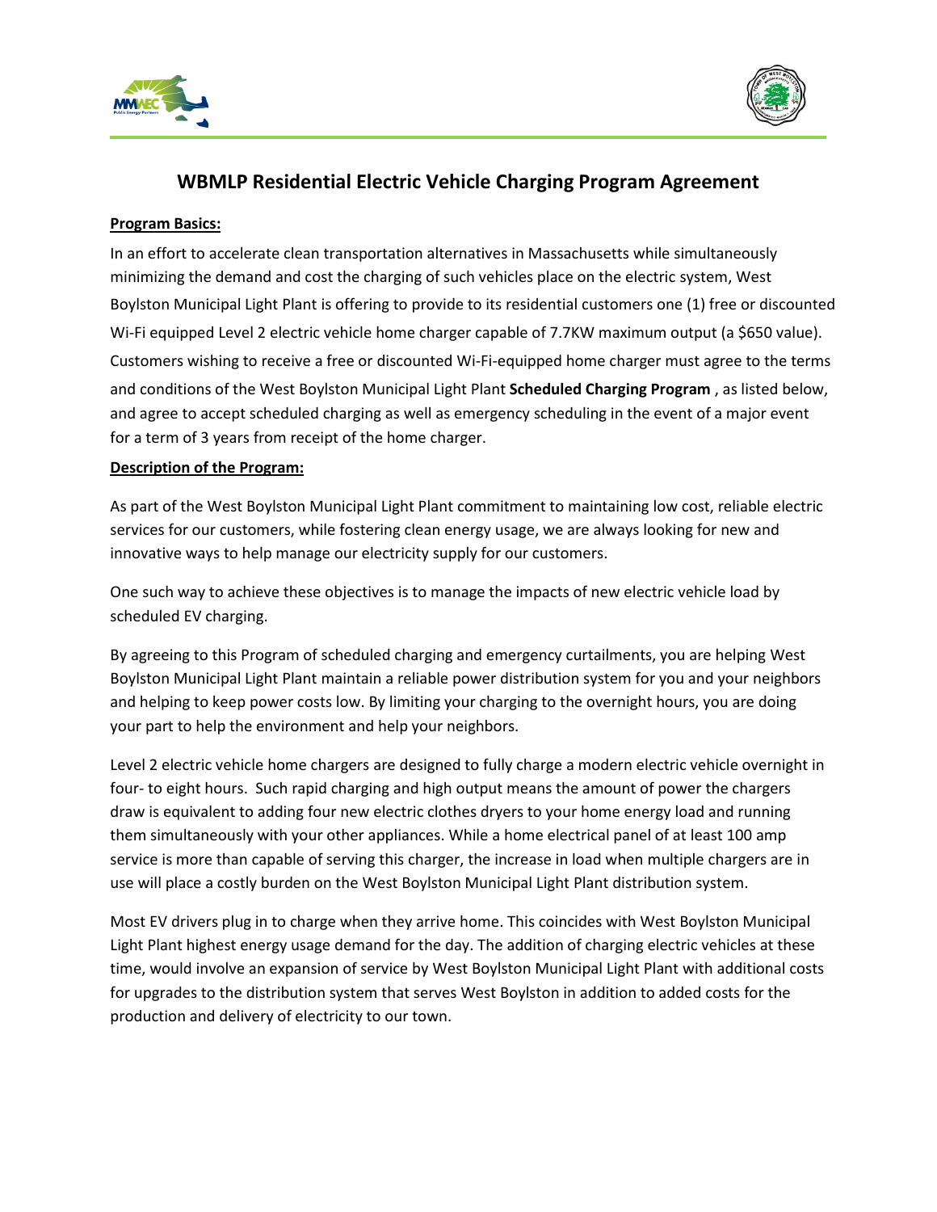# WBMLP Residential Electric Vehicle Charging Program Agreement

**Program Basics:**

In an effort to accelerate clean transportation alternatives in Massachusetts while simultaneously minimizing the demand and cost the charging of such vehicles place on the electric system, West Boylston Municipal Light Plant is offering to provide to its residential customers one (1) free or discounted Wi-Fi equipped Level 2 electric vehicle home charger capable of 7.7KW maximum output (a $650 value). Customers wishing to receive a free or discounted Wi-Fi-equipped home charger must agree to the terms and conditions of the West Boylston Municipal Light Plant **Scheduled Charging Program** , as listed below, and agree to accept scheduled charging as well as emergency scheduling in the event of a major event for a term of 3 years from receipt of the home charger.

**Description of the Program:**

As part of the West Boylston Municipal Light Plant commitment to maintaining low cost, reliable electric services for our customers, while fostering clean energy usage, we are always looking for new and innovative ways to help manage our electricity supply for our customers.

One such way to achieve these objectives is to manage the impacts of new electric vehicle load by scheduled EV charging.

By agreeing to this Program of scheduled charging and emergency curtailments, you are helping West Boylston Municipal Light Plant maintain a reliable power distribution system for you and your neighbors and helping to keep power costs low. By limiting your charging to the overnight hours, you are doing your part to help the environment and help your neighbors.

Level 2 electric vehicle home chargers are designed to fully charge a modern electric vehicle overnight in four- to eight hours. Such rapid charging and high output means the amount of power the chargers draw is equivalent to adding four new electric clothes dryers to your home energy load and running them simultaneously with your other appliances. While a home electrical panel of at least 100 amp service is more than capable of serving this charger, the increase in load when multiple chargers are in use will place a costly burden on the West Boylston Municipal Light Plant distribution system.

Most EV drivers plug in to charge when they arrive home. This coincides with West Boylston Municipal Light Plant highest energy usage demand for the day. The addition of charging electric vehicles at these time, would involve an expansion of service by West Boylston Municipal Light Plant with additional costs for upgrades to the distribution system that serves West Boylston in addition to added costs for the production and delivery of electricity to our town.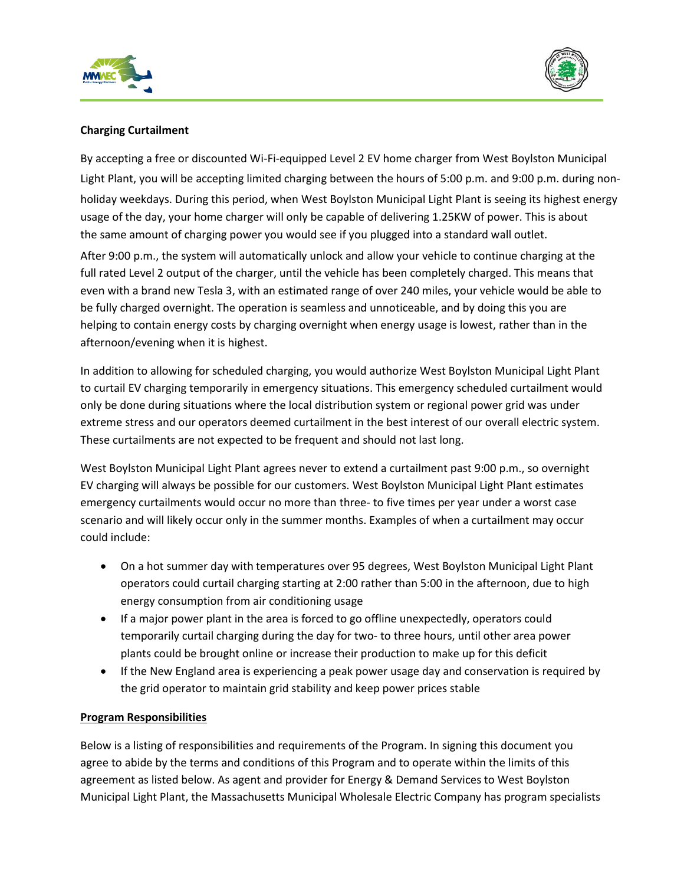**Charging Curtailment**

By accepting a free or discounted Wi-Fi-equipped Level 2 EV home charger from West Boylston Municipal Light Plant, you will be accepting limited charging between the hours of 5:00 p.m. and 9:00 p.m. during non-holiday weekdays. During this period, when West Boylston Municipal Light Plant is seeing its highest energy usage of the day, your home charger will only be capable of delivering 1.25KW of power. This is about the same amount of charging power you would see if you plugged into a standard wall outlet.

After 9:00 p.m., the system will automatically unlock and allow your vehicle to continue charging at the full rated Level 2 output of the charger, until the vehicle has been completely charged. This means that even with a brand new Tesla 3, with an estimated range of over 240 miles, your vehicle would be able to be fully charged overnight. The operation is seamless and unnoticeable, and by doing this you are helping to contain energy costs by charging overnight when energy usage is lowest, rather than in the afternoon/evening when it is highest.

In addition to allowing for scheduled charging, you would authorize West Boylston Municipal Light Plant to curtail EV charging temporarily in emergency situations. This emergency scheduled curtailment would only be done during situations where the local distribution system or regional power grid was under extreme stress and our operators deemed curtailment in the best interest of our overall electric system. These curtailments are not expected to be frequent and should not last long.

West Boylston Municipal Light Plant agrees never to extend a curtailment past 9:00 p.m., so overnight EV charging will always be possible for our customers. West Boylston Municipal Light Plant estimates emergency curtailments would occur no more than three- to five times per year under a worst case scenario and will likely occur only in the summer months. Examples of when a curtailment may occur could include:

- On a hot summer day with temperatures over 95 degrees, West Boylston Municipal Light Plant operators could curtail charging starting at 2:00 rather than 5:00 in the afternoon, due to high energy consumption from air conditioning usage
- If a major power plant in the area is forced to go offline unexpectedly, operators could temporarily curtail charging during the day for two- to three hours, until other area power plants could be brought online or increase their production to make up for this deficit
- If the New England area is experiencing a peak power usage day and conservation is required by the grid operator to maintain grid stability and keep power prices stable

**Program Responsibilities**

Below is a listing of responsibilities and requirements of the Program. In signing this document you agree to abide by the terms and conditions of this Program and to operate within the limits of this agreement as listed below. As agent and provider for Energy & Demand Services to West Boylston Municipal Light Plant, the Massachusetts Municipal Wholesale Electric Company has program specialists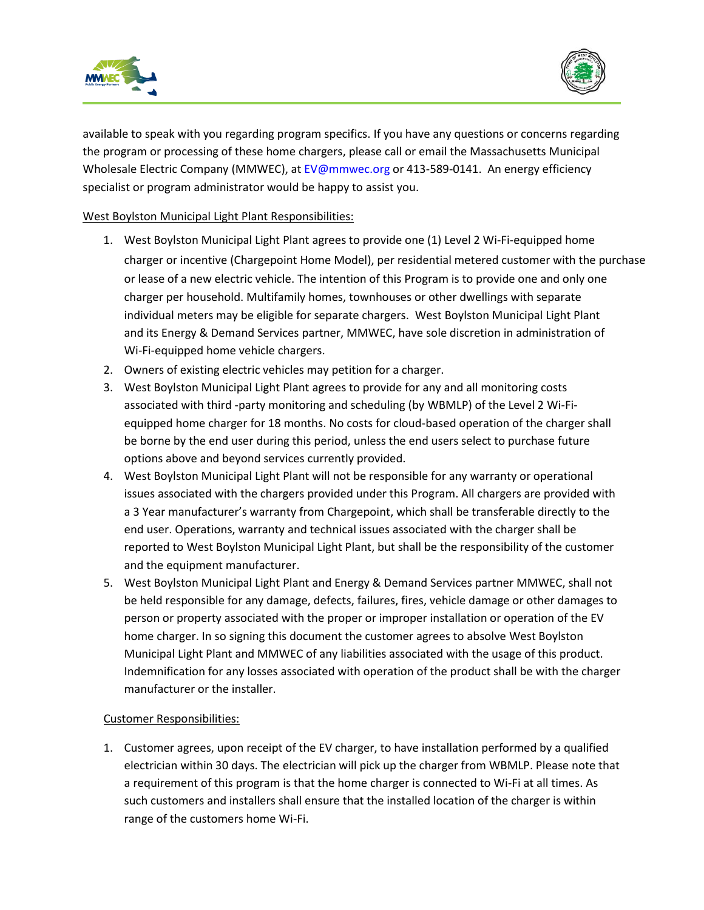available to speak with you regarding program specifics. If you have any questions or concerns regarding the program or processing of these home chargers, please call or email the Massachusetts Municipal Wholesale Electric Company (MMWEC), at EV@mmwec.org or 413-589-0141. An energy efficiency specialist or program administrator would be happy to assist you.

West Boylston Municipal Light Plant Responsibilities:

1. West Boylston Municipal Light Plant agrees to provide one (1) Level 2 Wi-Fi-equipped home charger or incentive (Chargepoint Home Model), per residential metered customer with the purchase or lease of a new electric vehicle. The intention of this Program is to provide one and only one charger per household. Multifamily homes, townhouses or other dwellings with separate individual meters may be eligible for separate chargers. West Boylston Municipal Light Plant and its Energy & Demand Services partner, MMWEC, have sole discretion in administration of Wi-Fi-equipped home vehicle chargers.
2. Owners of existing electric vehicles may petition for a charger.
3. West Boylston Municipal Light Plant agrees to provide for any and all monitoring costs associated with third -party monitoring and scheduling (by WBMLP) of the Level 2 Wi-Fi-equipped home charger for 18 months. No costs for cloud-based operation of the charger shall be borne by the end user during this period, unless the end users select to purchase future options above and beyond services currently provided.
4. West Boylston Municipal Light Plant will not be responsible for any warranty or operational issues associated with the chargers provided under this Program. All chargers are provided with a 3 Year manufacturer's warranty from Chargepoint, which shall be transferable directly to the end user. Operations, warranty and technical issues associated with the charger shall be reported to West Boylston Municipal Light Plant, but shall be the responsibility of the customer and the equipment manufacturer.
5. West Boylston Municipal Light Plant and Energy & Demand Services partner MMWEC, shall not be held responsible for any damage, defects, failures, fires, vehicle damage or other damages to person or property associated with the proper or improper installation or operation of the EV home charger. In so signing this document the customer agrees to absolve West Boylston Municipal Light Plant and MMWEC of any liabilities associated with the usage of this product. Indemnification for any losses associated with operation of the product shall be with the charger manufacturer or the installer.

Customer Responsibilities:

1. Customer agrees, upon receipt of the EV charger, to have installation performed by a qualified electrician within 30 days. The electrician will pick up the charger from WBMLP. Please note that a requirement of this program is that the home charger is connected to Wi-Fi at all times. As such customers and installers shall ensure that the installed location of the charger is within range of the customers home Wi-Fi.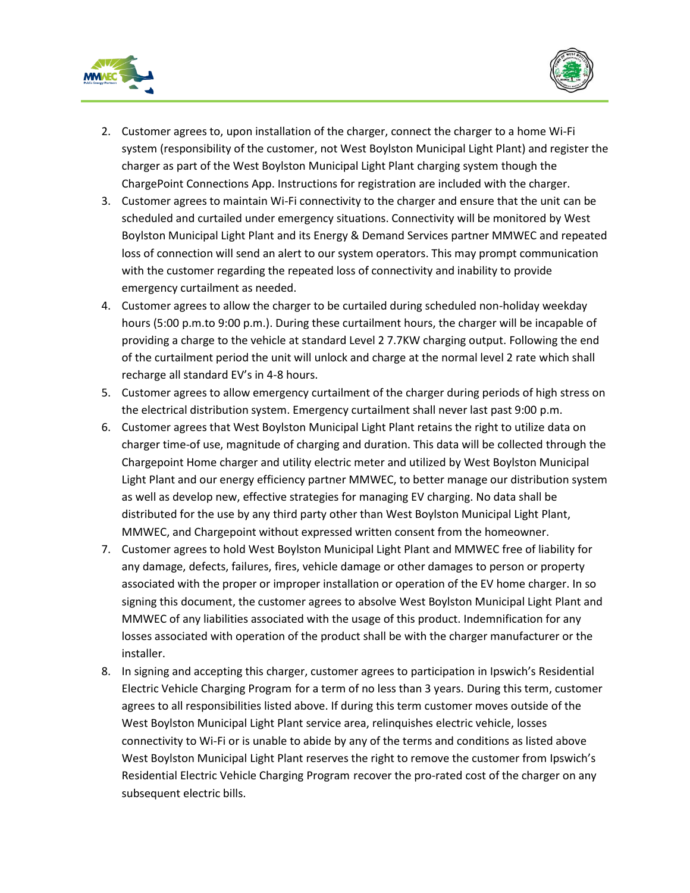2. Customer agrees to, upon installation of the charger, connect the charger to a home Wi-Fi system (responsibility of the customer, not West Boylston Municipal Light Plant) and register the charger as part of the West Boylston Municipal Light Plant charging system though the ChargePoint Connections App. Instructions for registration are included with the charger.
3. Customer agrees to maintain Wi-Fi connectivity to the charger and ensure that the unit can be scheduled and curtailed under emergency situations. Connectivity will be monitored by West Boylston Municipal Light Plant and its Energy & Demand Services partner MMWEC and repeated loss of connection will send an alert to our system operators. This may prompt communication with the customer regarding the repeated loss of connectivity and inability to provide emergency curtailment as needed.
4. Customer agrees to allow the charger to be curtailed during scheduled non-holiday weekday hours (5:00 p.m.to 9:00 p.m.). During these curtailment hours, the charger will be incapable of providing a charge to the vehicle at standard Level 2 7.7KW charging output. Following the end of the curtailment period the unit will unlock and charge at the normal level 2 rate which shall recharge all standard EV's in 4-8 hours.
5. Customer agrees to allow emergency curtailment of the charger during periods of high stress on the electrical distribution system. Emergency curtailment shall never last past 9:00 p.m.
6. Customer agrees that West Boylston Municipal Light Plant retains the right to utilize data on charger time-of use, magnitude of charging and duration. This data will be collected through the Chargepoint Home charger and utility electric meter and utilized by West Boylston Municipal Light Plant and our energy efficiency partner MMWEC, to better manage our distribution system as well as develop new, effective strategies for managing EV charging. No data shall be distributed for the use by any third party other than West Boylston Municipal Light Plant, MMWEC, and Chargepoint without expressed written consent from the homeowner.
7. Customer agrees to hold West Boylston Municipal Light Plant and MMWEC free of liability for any damage, defects, failures, fires, vehicle damage or other damages to person or property associated with the proper or improper installation or operation of the EV home charger. In so signing this document, the customer agrees to absolve West Boylston Municipal Light Plant and MMWEC of any liabilities associated with the usage of this product. Indemnification for any losses associated with operation of the product shall be with the charger manufacturer or the installer.
8. In signing and accepting this charger, customer agrees to participation in Ipswich's Residential Electric Vehicle Charging Program for a term of no less than 3 years. During this term, customer agrees to all responsibilities listed above. If during this term customer moves outside of the West Boylston Municipal Light Plant service area, relinquishes electric vehicle, losses connectivity to Wi-Fi or is unable to abide by any of the terms and conditions as listed above West Boylston Municipal Light Plant reserves the right to remove the customer from Ipswich's Residential Electric Vehicle Charging Program recover the pro-rated cost of the charger on any subsequent electric bills.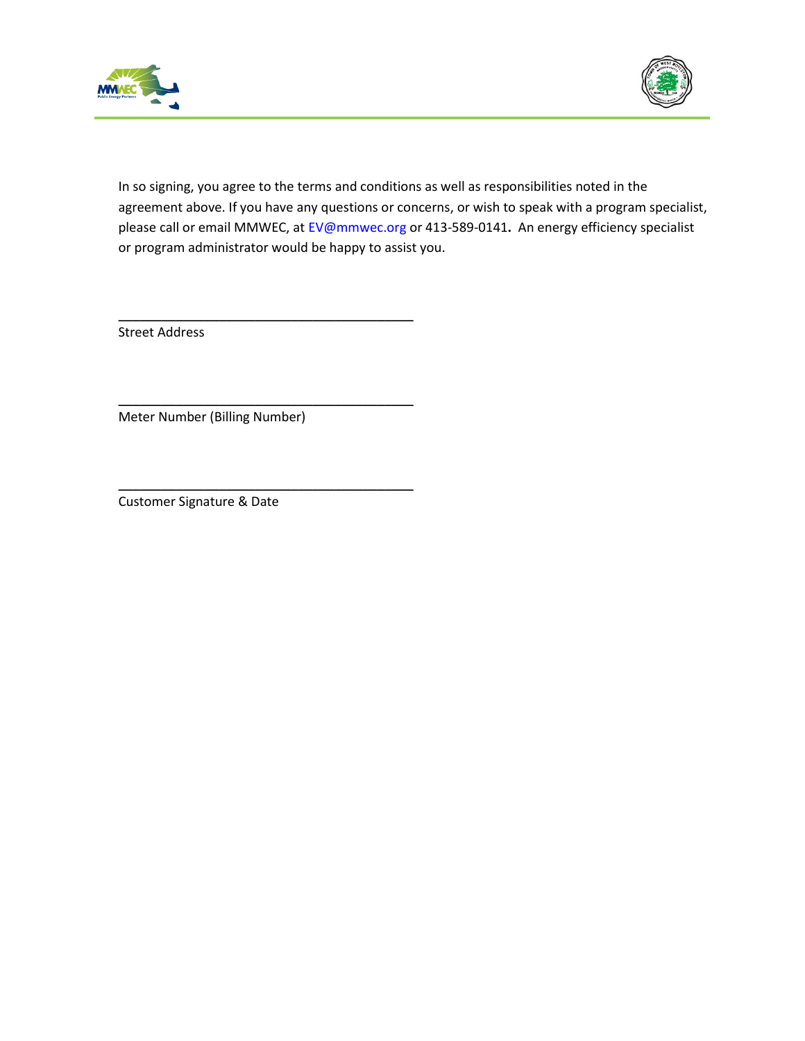In so signing, you agree to the terms and conditions as well as responsibilities noted in the agreement above. If you have any questions or concerns, or wish to speak with a program specialist, please call or email MMWEC, at EV@mmwec.org or 413-589-0141**.** An energy efficiency specialist or program administrator would be happy to assist you.

\_\_\_\_\_\_\_\_\_\_\_\_\_\_\_\_\_\_\_\_\_\_\_\_\_\_\_\_\_\_\_\_\_\_\_\_\_\_\_\_

Street Address

\_\_\_\_\_\_\_\_\_\_\_\_\_\_\_\_\_\_\_\_\_\_\_\_\_\_\_\_\_\_\_\_\_\_\_\_\_\_\_\_

Meter Number (Billing Number)

\_\_\_\_\_\_\_\_\_\_\_\_\_\_\_\_\_\_\_\_\_\_\_\_\_\_\_\_\_\_\_\_\_\_\_\_\_\_\_\_

Customer Signature & Date